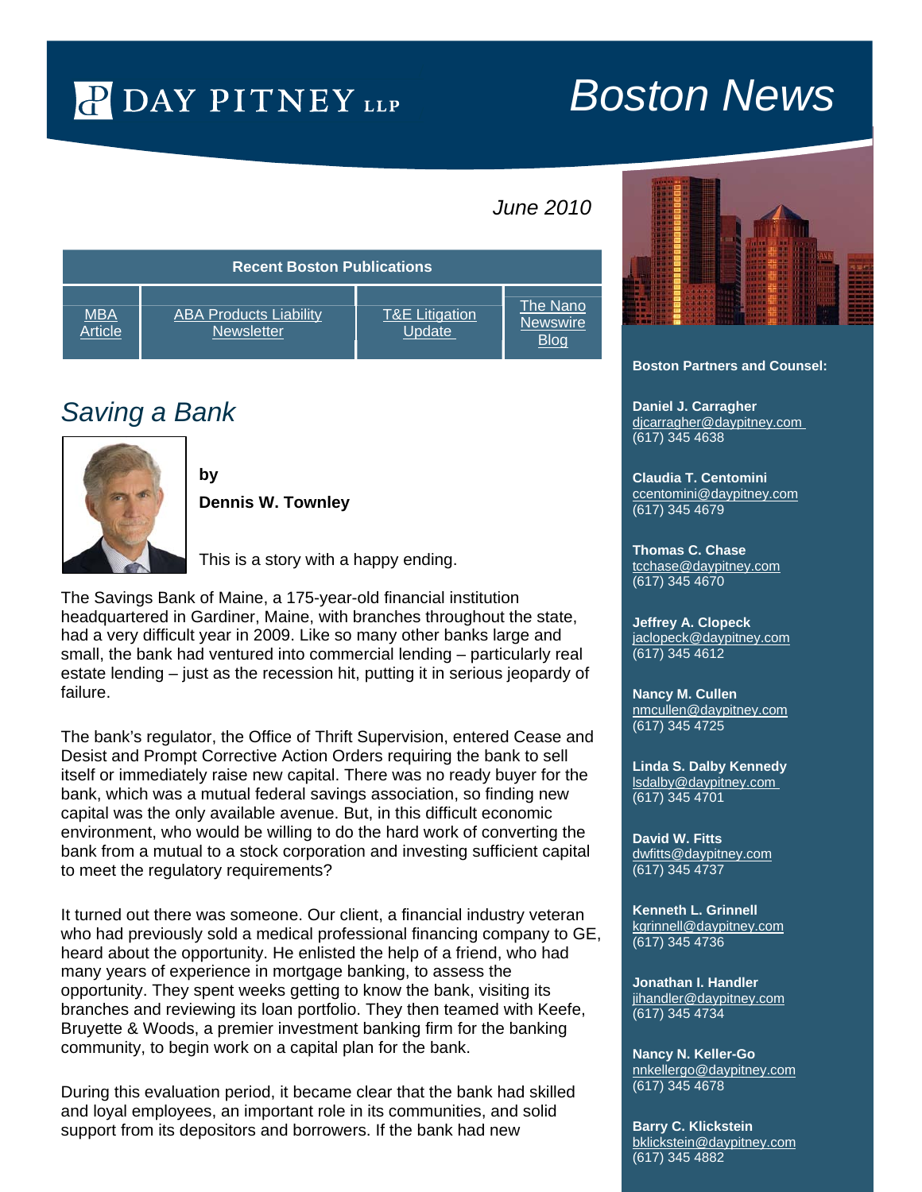# DAY PITNEY LLP — Boston News

June 2010

| Recent Boston Publications | | | |
|---|---|---|---|
| MBA Article | ABA Products Liability Newsletter | T&E Litigation Update | The Nano Newswire Blog |

## *Saving a Bank*

**by**

**Dennis W. Townley**

This is a story with a happy ending.

The Savings Bank of Maine, a 175-year-old financial institution headquartered in Gardiner, Maine, with branches throughout the state, had a very difficult year in 2009. Like so many other banks large and small, the bank had ventured into commercial lending – particularly real estate lending – just as the recession hit, putting it in serious jeopardy of failure.

The bank's regulator, the Office of Thrift Supervision, entered Cease and Desist and Prompt Corrective Action Orders requiring the bank to sell itself or immediately raise new capital. There was no ready buyer for the bank, which was a mutual federal savings association, so finding new capital was the only available avenue. But, in this difficult economic environment, who would be willing to do the hard work of converting the bank from a mutual to a stock corporation and investing sufficient capital to meet the regulatory requirements?

It turned out there was someone. Our client, a financial industry veteran who had previously sold a medical professional financing company to GE, heard about the opportunity. He enlisted the help of a friend, who had many years of experience in mortgage banking, to assess the opportunity. They spent weeks getting to know the bank, visiting its branches and reviewing its loan portfolio. They then teamed with Keefe, Bruyette & Woods, a premier investment banking firm for the banking community, to begin work on a capital plan for the bank.

During this evaluation period, it became clear that the bank had skilled and loyal employees, an important role in its communities, and solid support from its depositors and borrowers. If the bank had new

**Boston Partners and Counsel:**

**Daniel J. Carragher**
djcarragher@daypitney.com
(617) 345 4638

**Claudia T. Centomini**
ccentomini@daypitney.com
(617) 345 4679

**Thomas C. Chase**
tcchase@daypitney.com
(617) 345 4670

**Jeffrey A. Clopeck**
jaclopeck@daypitney.com
(617) 345 4612

**Nancy M. Cullen**
nmcullen@daypitney.com
(617) 345 4725

**Linda S. Dalby Kennedy**
lsdalby@daypitney.com
(617) 345 4701

**David W. Fitts**
dwfitts@daypitney.com
(617) 345 4737

**Kenneth L. Grinnell**
kgrinnell@daypitney.com
(617) 345 4736

**Jonathan I. Handler**
jihandler@daypitney.com
(617) 345 4734

**Nancy N. Keller-Go**
nnkellergo@daypitney.com
(617) 345 4678

**Barry C. Klickstein**
bklickstein@daypitney.com
(617) 345 4882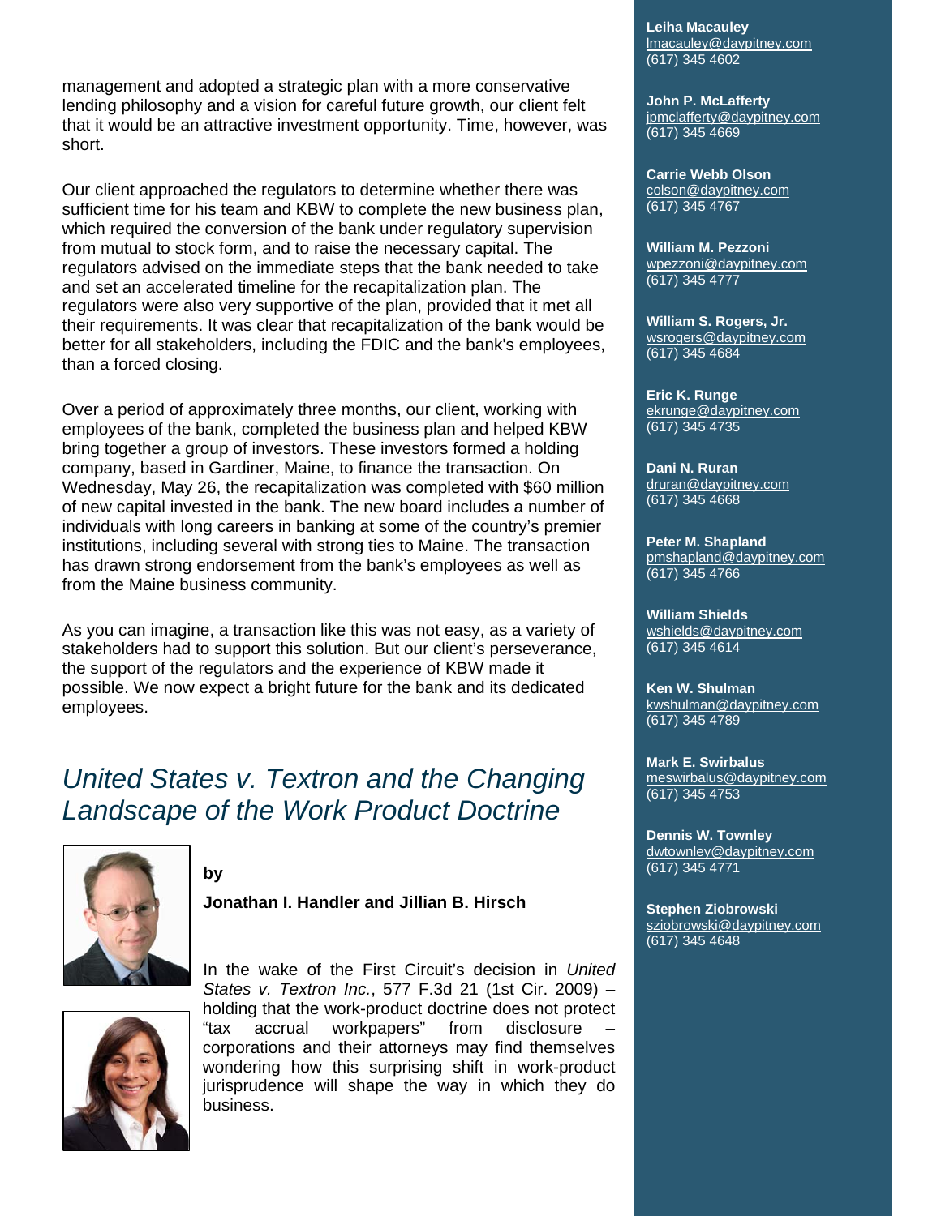management and adopted a strategic plan with a more conservative lending philosophy and a vision for careful future growth, our client felt that it would be an attractive investment opportunity. Time, however, was short.

Our client approached the regulators to determine whether there was sufficient time for his team and KBW to complete the new business plan, which required the conversion of the bank under regulatory supervision from mutual to stock form, and to raise the necessary capital. The regulators advised on the immediate steps that the bank needed to take and set an accelerated timeline for the recapitalization plan. The regulators were also very supportive of the plan, provided that it met all their requirements. It was clear that recapitalization of the bank would be better for all stakeholders, including the FDIC and the bank's employees, than a forced closing.

Over a period of approximately three months, our client, working with employees of the bank, completed the business plan and helped KBW bring together a group of investors. These investors formed a holding company, based in Gardiner, Maine, to finance the transaction. On Wednesday, May 26, the recapitalization was completed with $60 million of new capital invested in the bank. The new board includes a number of individuals with long careers in banking at some of the country's premier institutions, including several with strong ties to Maine. The transaction has drawn strong endorsement from the bank's employees as well as from the Maine business community.

As you can imagine, a transaction like this was not easy, as a variety of stakeholders had to support this solution. But our client's perseverance, the support of the regulators and the experience of KBW made it possible. We now expect a bright future for the bank and its dedicated employees.

## *United States v. Textron and the Changing Landscape of the Work Product Doctrine*

**by**

**Jonathan I. Handler and Jillian B. Hirsch**

In the wake of the First Circuit's decision in *United States v. Textron Inc.*, 577 F.3d 21 (1st Cir. 2009) – holding that the work-product doctrine does not protect "tax accrual workpapers" from disclosure – corporations and their attorneys may find themselves wondering how this surprising shift in work-product jurisprudence will shape the way in which they do business.

**Leiha Macauley**
lmacauley@daypitney.com
(617) 345 4602

**John P. McLafferty**
jpmclafferty@daypitney.com
(617) 345 4669

**Carrie Webb Olson**
colson@daypitney.com
(617) 345 4767

**William M. Pezzoni**
wpezzoni@daypitney.com
(617) 345 4777

**William S. Rogers, Jr.**
wsrogers@daypitney.com
(617) 345 4684

**Eric K. Runge**
ekrunge@daypitney.com
(617) 345 4735

**Dani N. Ruran**
druran@daypitney.com
(617) 345 4668

**Peter M. Shapland**
pmshapland@daypitney.com
(617) 345 4766

**William Shields**
wshields@daypitney.com
(617) 345 4614

**Ken W. Shulman**
kwshulman@daypitney.com
(617) 345 4789

**Mark E. Swirbalus**
meswirbalus@daypitney.com
(617) 345 4753

**Dennis W. Townley**
dwtownley@daypitney.com
(617) 345 4771

**Stephen Ziobrowski**
sziobrowski@daypitney.com
(617) 345 4648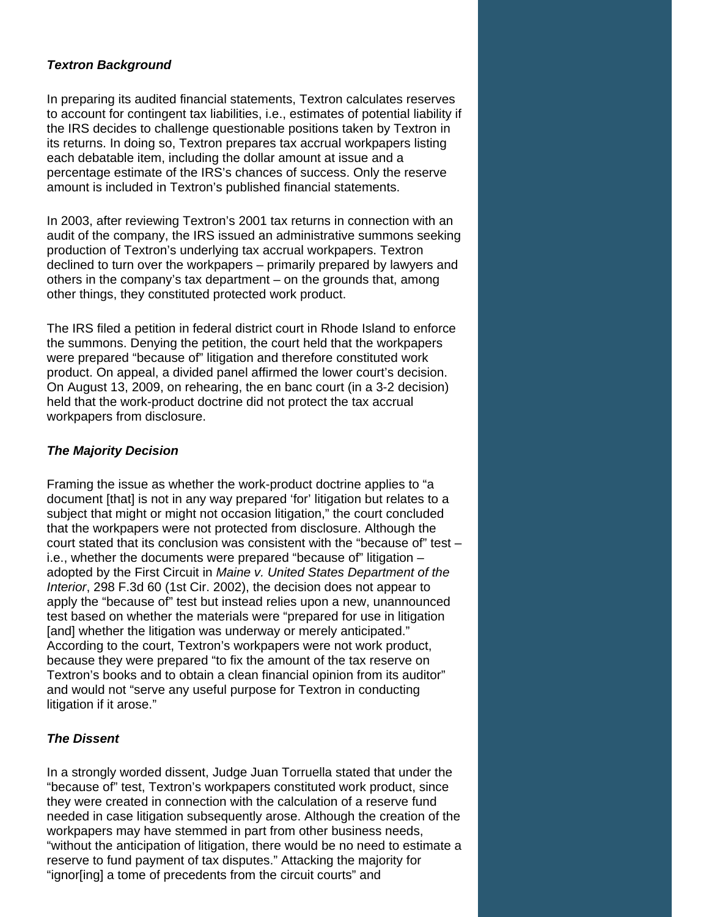***Textron Background***

In preparing its audited financial statements, Textron calculates reserves to account for contingent tax liabilities, i.e., estimates of potential liability if the IRS decides to challenge questionable positions taken by Textron in its returns. In doing so, Textron prepares tax accrual workpapers listing each debatable item, including the dollar amount at issue and a percentage estimate of the IRS's chances of success. Only the reserve amount is included in Textron's published financial statements.

In 2003, after reviewing Textron's 2001 tax returns in connection with an audit of the company, the IRS issued an administrative summons seeking production of Textron's underlying tax accrual workpapers. Textron declined to turn over the workpapers – primarily prepared by lawyers and others in the company's tax department – on the grounds that, among other things, they constituted protected work product.

The IRS filed a petition in federal district court in Rhode Island to enforce the summons. Denying the petition, the court held that the workpapers were prepared "because of" litigation and therefore constituted work product. On appeal, a divided panel affirmed the lower court's decision. On August 13, 2009, on rehearing, the en banc court (in a 3-2 decision) held that the work-product doctrine did not protect the tax accrual workpapers from disclosure.

***The Majority Decision***

Framing the issue as whether the work-product doctrine applies to "a document [that] is not in any way prepared 'for' litigation but relates to a subject that might or might not occasion litigation," the court concluded that the workpapers were not protected from disclosure. Although the court stated that its conclusion was consistent with the "because of" test – i.e., whether the documents were prepared "because of" litigation – adopted by the First Circuit in *Maine v. United States Department of the Interior*, 298 F.3d 60 (1st Cir. 2002), the decision does not appear to apply the "because of" test but instead relies upon a new, unannounced test based on whether the materials were "prepared for use in litigation [and] whether the litigation was underway or merely anticipated." According to the court, Textron's workpapers were not work product, because they were prepared "to fix the amount of the tax reserve on Textron's books and to obtain a clean financial opinion from its auditor" and would not "serve any useful purpose for Textron in conducting litigation if it arose."

***The Dissent***

In a strongly worded dissent, Judge Juan Torruella stated that under the "because of" test, Textron's workpapers constituted work product, since they were created in connection with the calculation of a reserve fund needed in case litigation subsequently arose. Although the creation of the workpapers may have stemmed in part from other business needs, "without the anticipation of litigation, there would be no need to estimate a reserve to fund payment of tax disputes." Attacking the majority for "ignor[ing] a tome of precedents from the circuit courts" and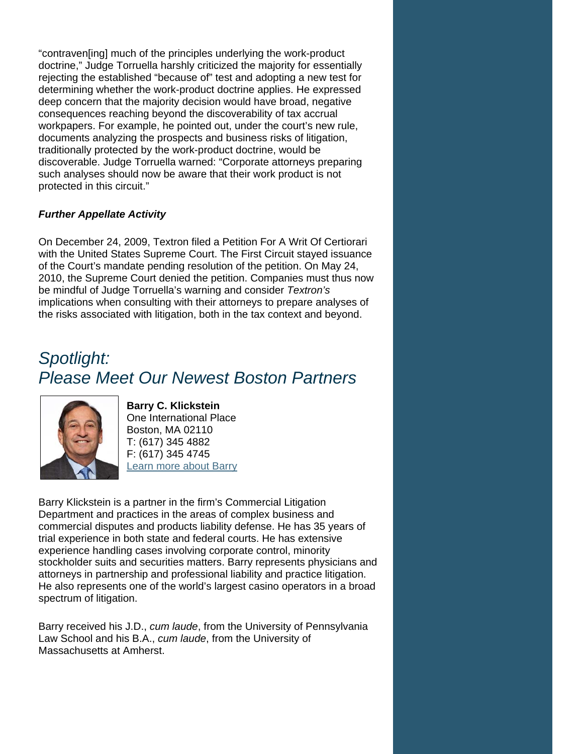"contraven[ing] much of the principles underlying the work-product doctrine," Judge Torruella harshly criticized the majority for essentially rejecting the established "because of" test and adopting a new test for determining whether the work-product doctrine applies. He expressed deep concern that the majority decision would have broad, negative consequences reaching beyond the discoverability of tax accrual workpapers. For example, he pointed out, under the court's new rule, documents analyzing the prospects and business risks of litigation, traditionally protected by the work-product doctrine, would be discoverable. Judge Torruella warned: "Corporate attorneys preparing such analyses should now be aware that their work product is not protected in this circuit."

***Further Appellate Activity***

On December 24, 2009, Textron filed a Petition For A Writ Of Certiorari with the United States Supreme Court. The First Circuit stayed issuance of the Court's mandate pending resolution of the petition. On May 24, 2010, the Supreme Court denied the petition. Companies must thus now be mindful of Judge Torruella's warning and consider *Textron's* implications when consulting with their attorneys to prepare analyses of the risks associated with litigation, both in the tax context and beyond.

## *Spotlight: Please Meet Our Newest Boston Partners*

**Barry C. Klickstein**
One International Place
Boston, MA 02110
T: (617) 345 4882
F: (617) 345 4745
Learn more about Barry

Barry Klickstein is a partner in the firm's Commercial Litigation Department and practices in the areas of complex business and commercial disputes and products liability defense. He has 35 years of trial experience in both state and federal courts. He has extensive experience handling cases involving corporate control, minority stockholder suits and securities matters. Barry represents physicians and attorneys in partnership and professional liability and practice litigation. He also represents one of the world's largest casino operators in a broad spectrum of litigation.

Barry received his J.D., *cum laude*, from the University of Pennsylvania Law School and his B.A., *cum laude*, from the University of Massachusetts at Amherst.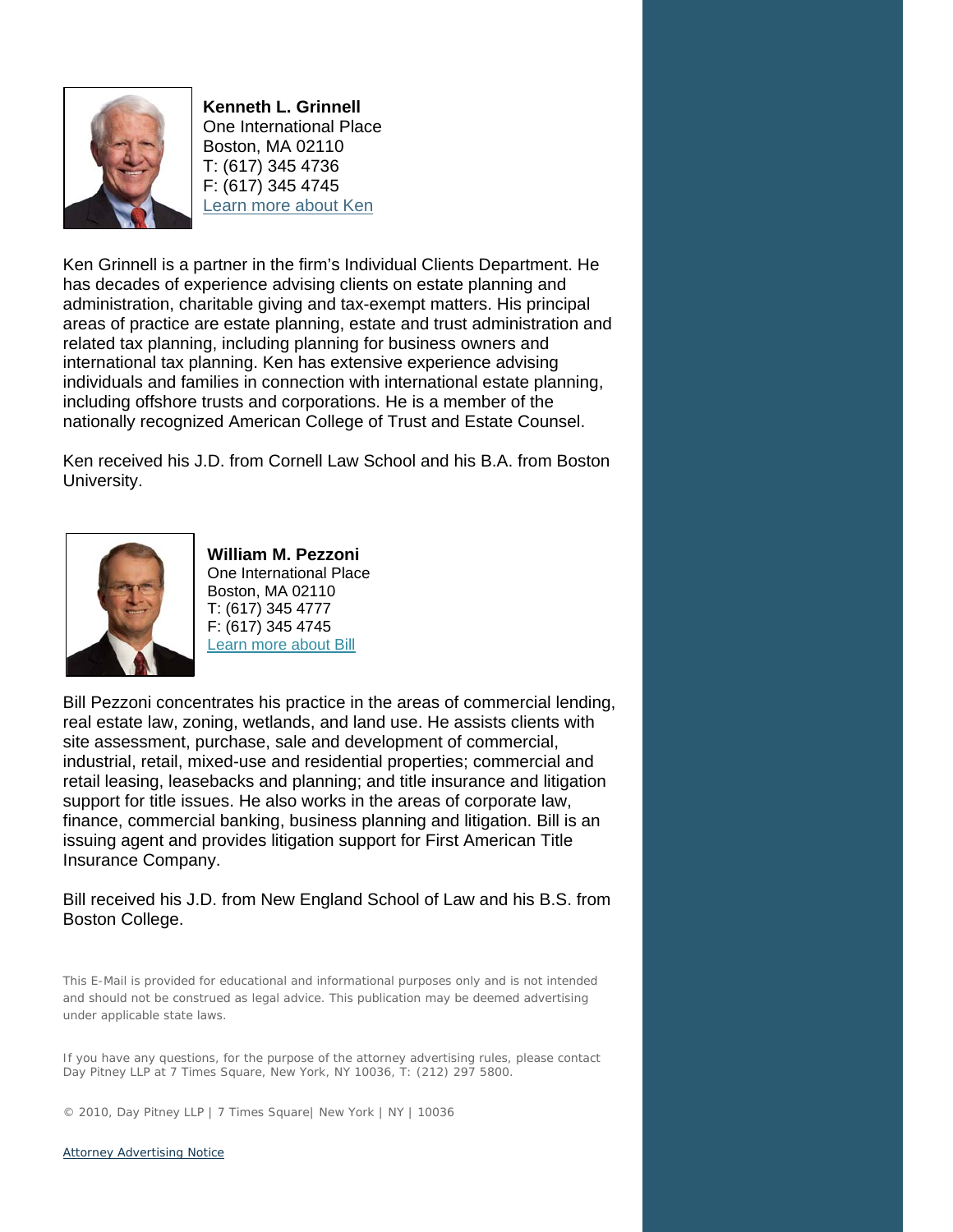**Kenneth L. Grinnell**
One International Place
Boston, MA 02110
T: (617) 345 4736
F: (617) 345 4745
Learn more about Ken

Ken Grinnell is a partner in the firm's Individual Clients Department. He has decades of experience advising clients on estate planning and administration, charitable giving and tax-exempt matters. His principal areas of practice are estate planning, estate and trust administration and related tax planning, including planning for business owners and international tax planning. Ken has extensive experience advising individuals and families in connection with international estate planning, including offshore trusts and corporations. He is a member of the nationally recognized American College of Trust and Estate Counsel.

Ken received his J.D. from Cornell Law School and his B.A. from Boston University.

**William M. Pezzoni**
One International Place
Boston, MA 02110
T: (617) 345 4777
F: (617) 345 4745
Learn more about Bill

Bill Pezzoni concentrates his practice in the areas of commercial lending, real estate law, zoning, wetlands, and land use. He assists clients with site assessment, purchase, sale and development of commercial, industrial, retail, mixed-use and residential properties; commercial and retail leasing, leasebacks and planning; and title insurance and litigation support for title issues. He also works in the areas of corporate law, finance, commercial banking, business planning and litigation. Bill is an issuing agent and provides litigation support for First American Title Insurance Company.

Bill received his J.D. from New England School of Law and his B.S. from Boston College.

This E-Mail is provided for educational and informational purposes only and is not intended and should not be construed as legal advice. This publication may be deemed advertising under applicable state laws.

If you have any questions, for the purpose of the attorney advertising rules, please contact Day Pitney LLP at 7 Times Square, New York, NY 10036, T: (212) 297 5800.

© 2010, Day Pitney LLP | 7 Times Square| New York | NY | 10036

Attorney Advertising Notice